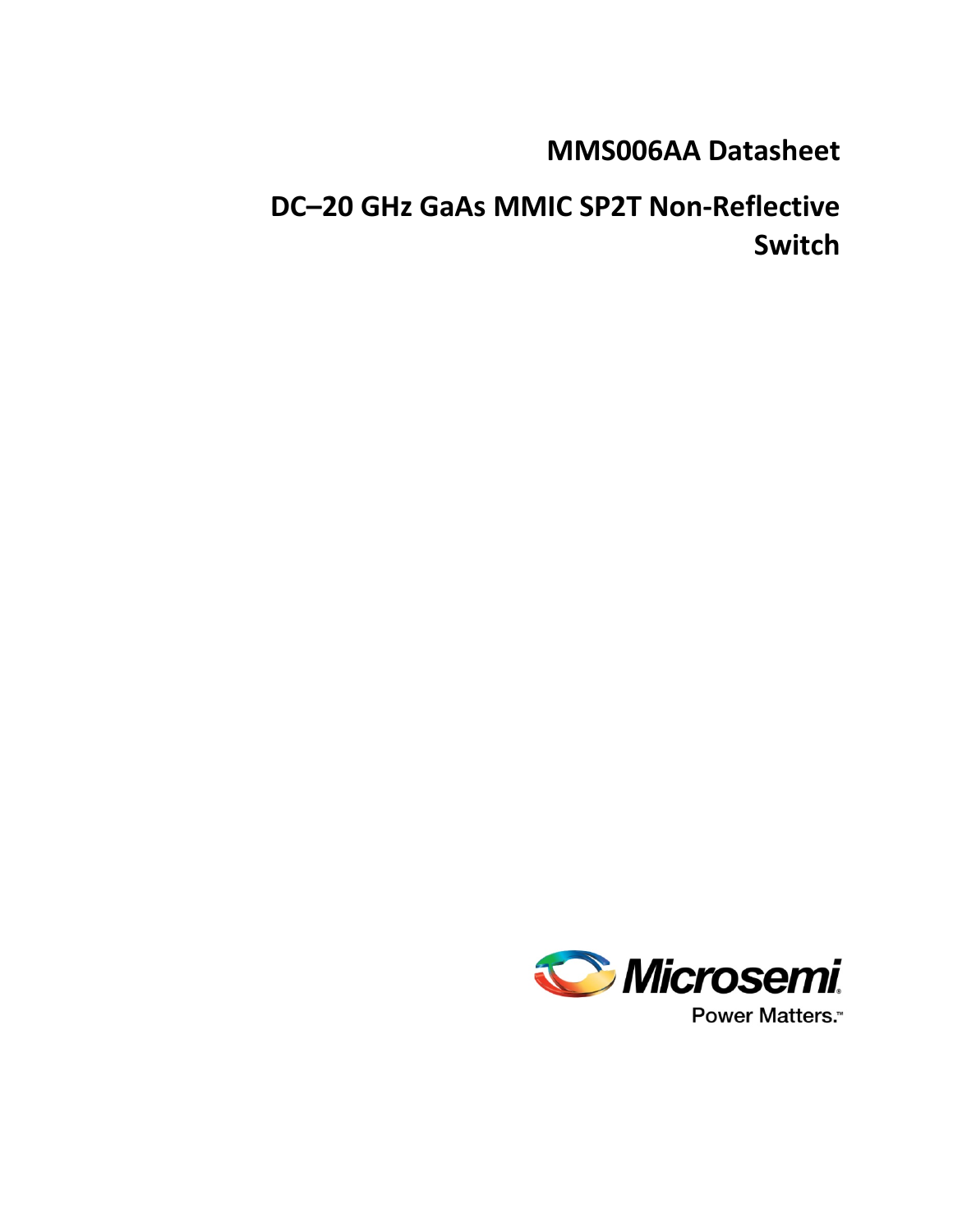# MMS006AA Datasheet

# DC–20 GHz GaAs MMIC SP2T Non-Reflective Switch

Microsemi

Power Matters.™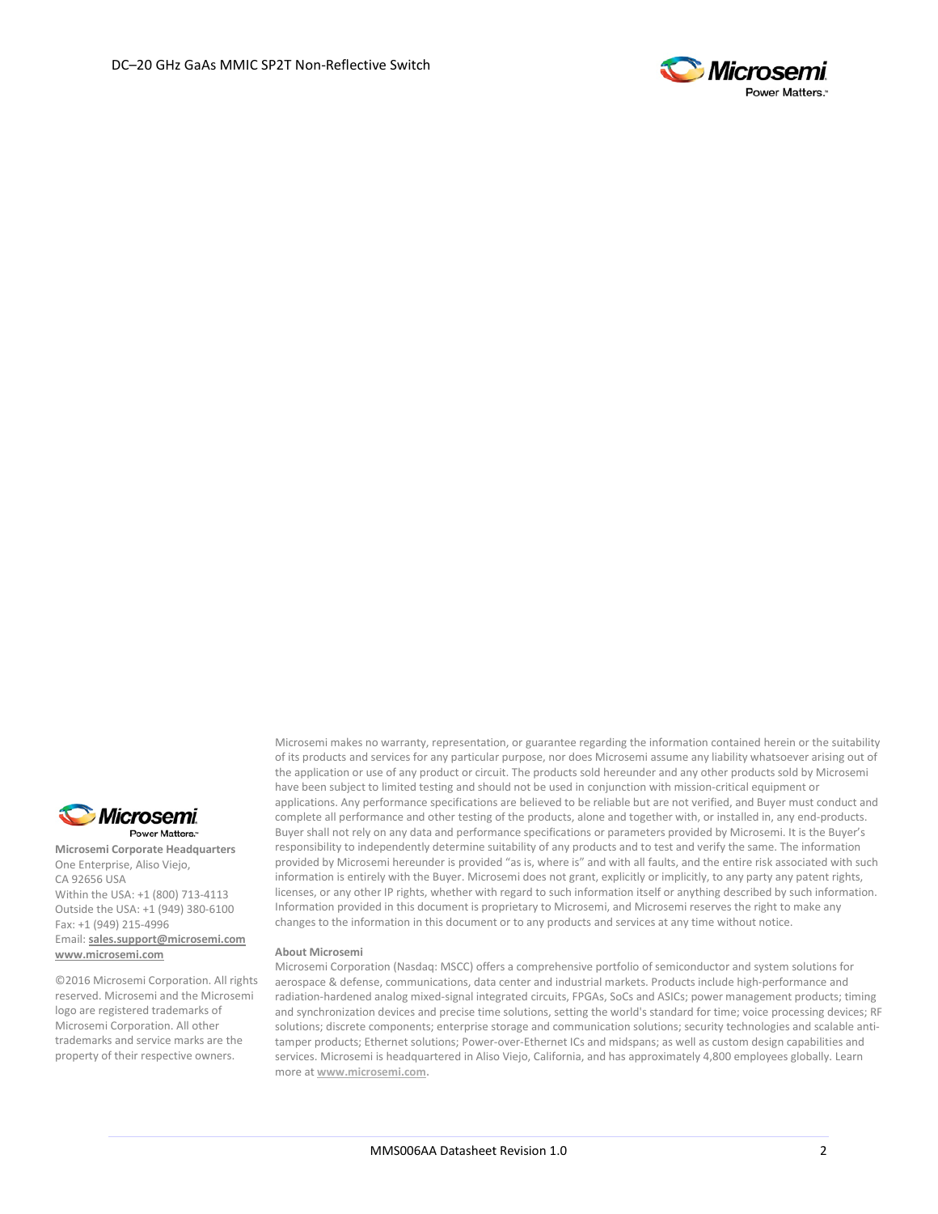**Microsemi Corporate Headquarters**
One Enterprise, Aliso Viejo,
CA 92656 USA
Within the USA: +1 (800) 713-4113
Outside the USA: +1 (949) 380-6100
Fax: +1 (949) 215-4996
Email: **sales.support@microsemi.com**
**www.microsemi.com**

©2016 Microsemi Corporation. All rights reserved. Microsemi and the Microsemi logo are registered trademarks of Microsemi Corporation. All other trademarks and service marks are the property of their respective owners.

Microsemi makes no warranty, representation, or guarantee regarding the information contained herein or the suitability of its products and services for any particular purpose, nor does Microsemi assume any liability whatsoever arising out of the application or use of any product or circuit. The products sold hereunder and any other products sold by Microsemi have been subject to limited testing and should not be used in conjunction with mission-critical equipment or applications. Any performance specifications are believed to be reliable but are not verified, and Buyer must conduct and complete all performance and other testing of the products, alone and together with, or installed in, any end-products. Buyer shall not rely on any data and performance specifications or parameters provided by Microsemi. It is the Buyer's responsibility to independently determine suitability of any products and to test and verify the same. The information provided by Microsemi hereunder is provided "as is, where is" and with all faults, and the entire risk associated with such information is entirely with the Buyer. Microsemi does not grant, explicitly or implicitly, to any party any patent rights, licenses, or any other IP rights, whether with regard to such information itself or anything described by such information. Information provided in this document is proprietary to Microsemi, and Microsemi reserves the right to make any changes to the information in this document or to any products and services at any time without notice.

**About Microsemi**

Microsemi Corporation (Nasdaq: MSCC) offers a comprehensive portfolio of semiconductor and system solutions for aerospace & defense, communications, data center and industrial markets. Products include high-performance and radiation-hardened analog mixed-signal integrated circuits, FPGAs, SoCs and ASICs; power management products; timing and synchronization devices and precise time solutions, setting the world's standard for time; voice processing devices; RF solutions; discrete components; enterprise storage and communication solutions; security technologies and scalable anti-tamper products; Ethernet solutions; Power-over-Ethernet ICs and midspans; as well as custom design capabilities and services. Microsemi is headquartered in Aliso Viejo, California, and has approximately 4,800 employees globally. Learn more at **www.microsemi.com**.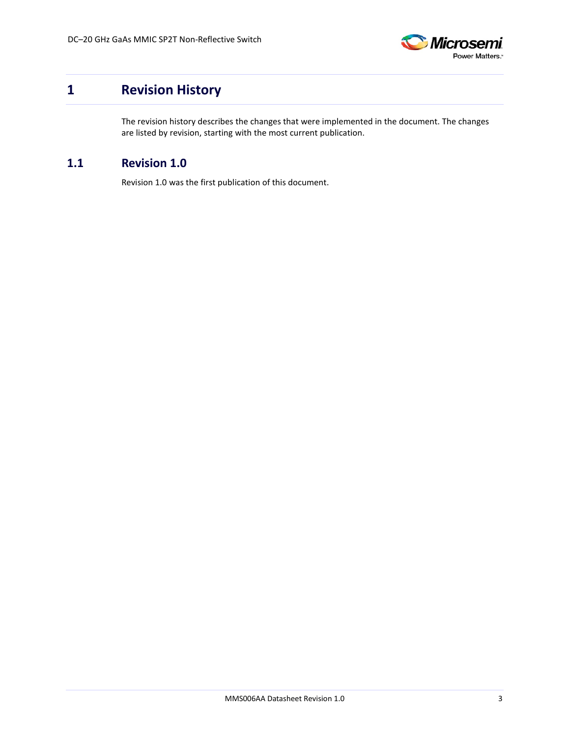# 1 Revision History

The revision history describes the changes that were implemented in the document. The changes are listed by revision, starting with the most current publication.

## 1.1 Revision 1.0

Revision 1.0 was the first publication of this document.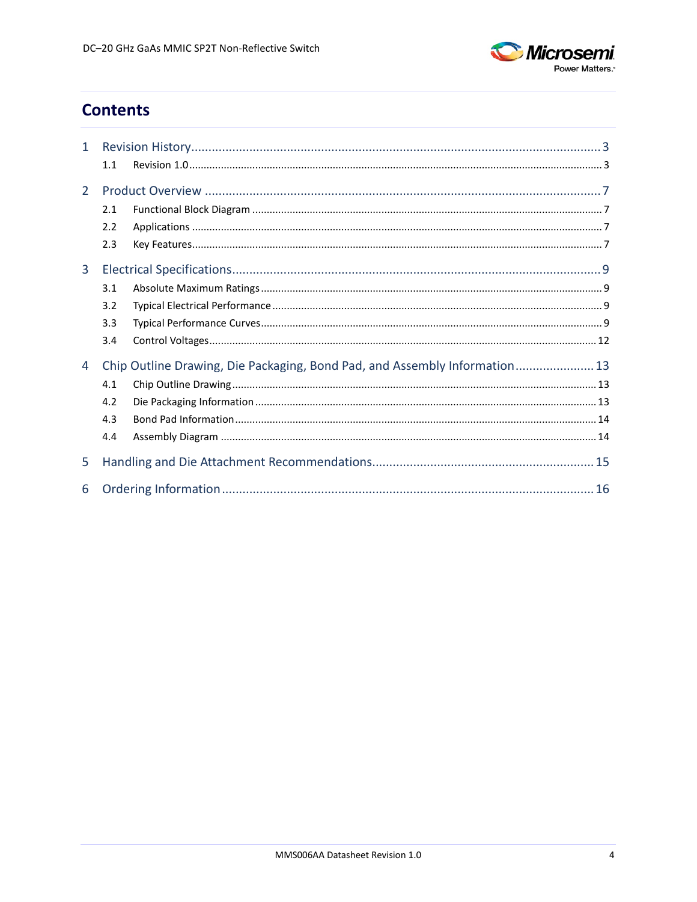# Contents

1 Revision History ........ 3
  - 1.1 Revision 1.0 ........ 3

2 Product Overview ........ 7
  - 2.1 Functional Block Diagram ........ 7
  - 2.2 Applications ........ 7
  - 2.3 Key Features ........ 7

3 Electrical Specifications ........ 9
  - 3.1 Absolute Maximum Ratings ........ 9
  - 3.2 Typical Electrical Performance ........ 9
  - 3.3 Typical Performance Curves ........ 9
  - 3.4 Control Voltages ........ 12

4 Chip Outline Drawing, Die Packaging, Bond Pad, and Assembly Information ........ 13
  - 4.1 Chip Outline Drawing ........ 13
  - 4.2 Die Packaging Information ........ 13
  - 4.3 Bond Pad Information ........ 14
  - 4.4 Assembly Diagram ........ 14

5 Handling and Die Attachment Recommendations ........ 15

6 Ordering Information ........ 16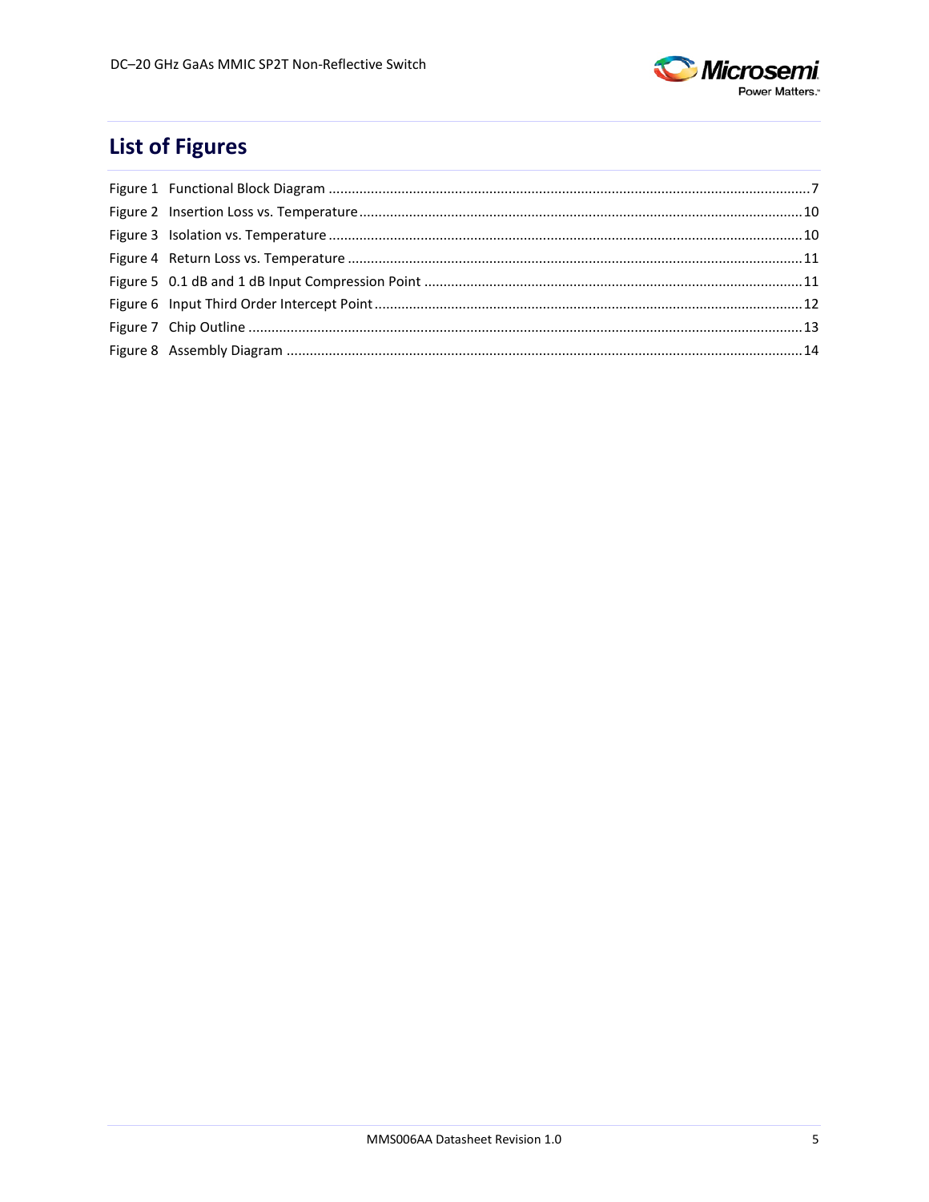## List of Figures

Figure 1 Functional Block Diagram ........................................................ 7
Figure 2 Insertion Loss vs. Temperature ................................................. 10
Figure 3 Isolation vs. Temperature ........................................................ 10
Figure 4 Return Loss vs. Temperature .................................................... 11
Figure 5 0.1 dB and 1 dB Input Compression Point ................................. 11
Figure 6 Input Third Order Intercept Point ............................................. 12
Figure 7 Chip Outline ............................................................................. 13
Figure 8 Assembly Diagram ................................................................... 14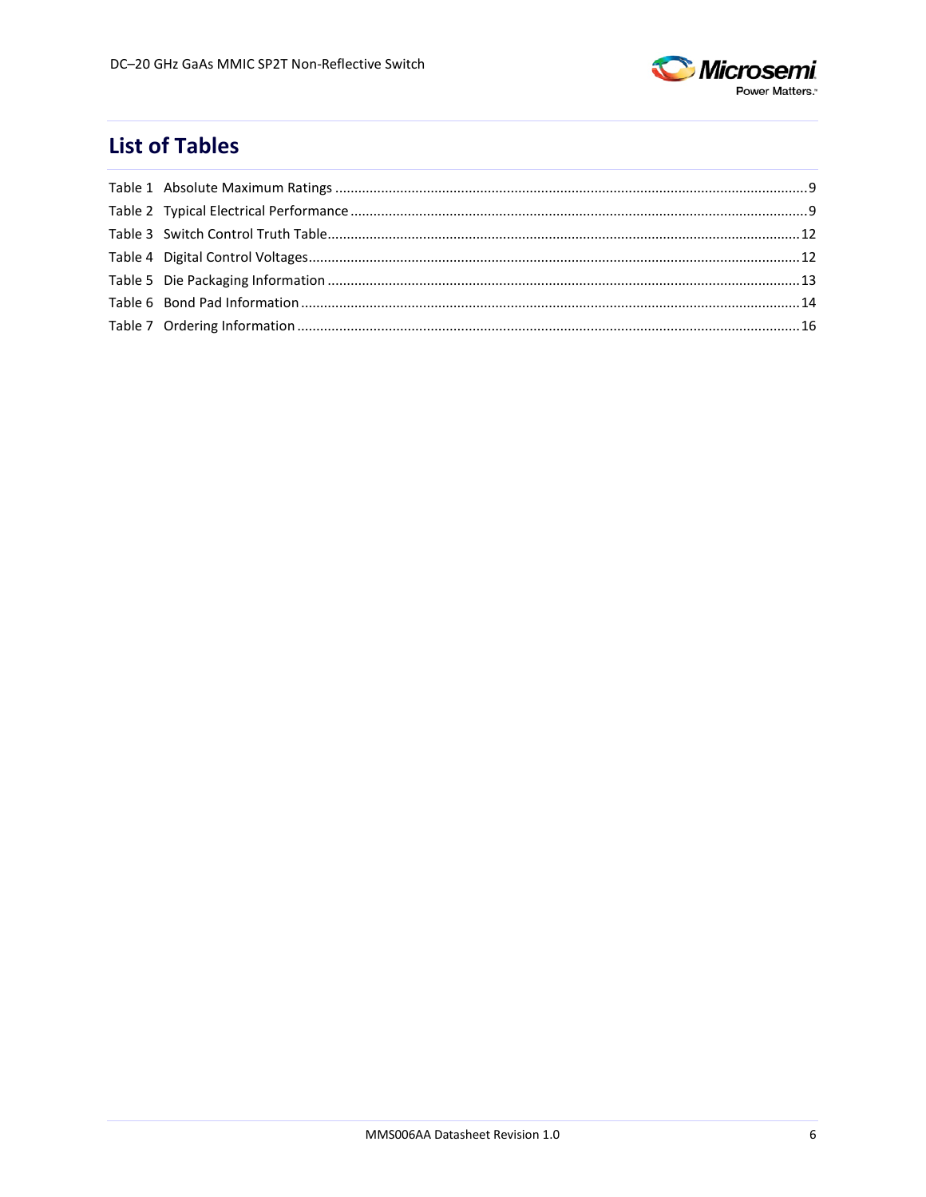## List of Tables

Table 1 Absolute Maximum Ratings ............................................................ 9
Table 2 Typical Electrical Performance ............................................................ 9
Table 3 Switch Control Truth Table ............................................................ 12
Table 4 Digital Control Voltages ............................................................ 12
Table 5 Die Packaging Information ............................................................ 13
Table 6 Bond Pad Information ............................................................ 14
Table 7 Ordering Information ............................................................ 16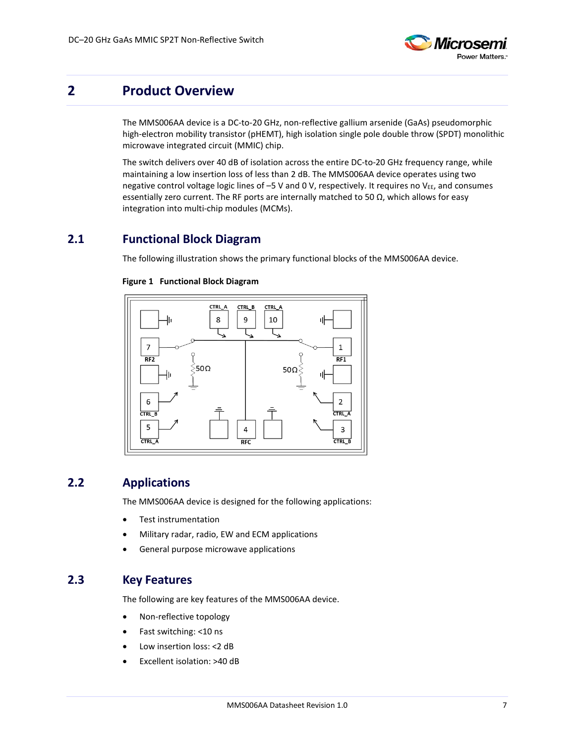# 2 Product Overview

The MMS006AA device is a DC-to-20 GHz, non-reflective gallium arsenide (GaAs) pseudomorphic high-electron mobility transistor (pHEMT), high isolation single pole double throw (SPDT) monolithic microwave integrated circuit (MMIC) chip.

The switch delivers over 40 dB of isolation across the entire DC-to-20 GHz frequency range, while maintaining a low insertion loss of less than 2 dB. The MMS006AA device operates using two negative control voltage logic lines of –5 V and 0 V, respectively. It requires no $V_{EE}$, and consumes essentially zero current. The RF ports are internally matched to 50 Ω, which allows for easy integration into multi-chip modules (MCMs).

## 2.1 Functional Block Diagram

The following illustration shows the primary functional blocks of the MMS006AA device.

**Figure 1 Functional Block Diagram**

## 2.2 Applications

The MMS006AA device is designed for the following applications:

- Test instrumentation
- Military radar, radio, EW and ECM applications
- General purpose microwave applications

## 2.3 Key Features

The following are key features of the MMS006AA device.

- Non-reflective topology
- Fast switching: <10 ns
- Low insertion loss: <2 dB
- Excellent isolation: >40 dB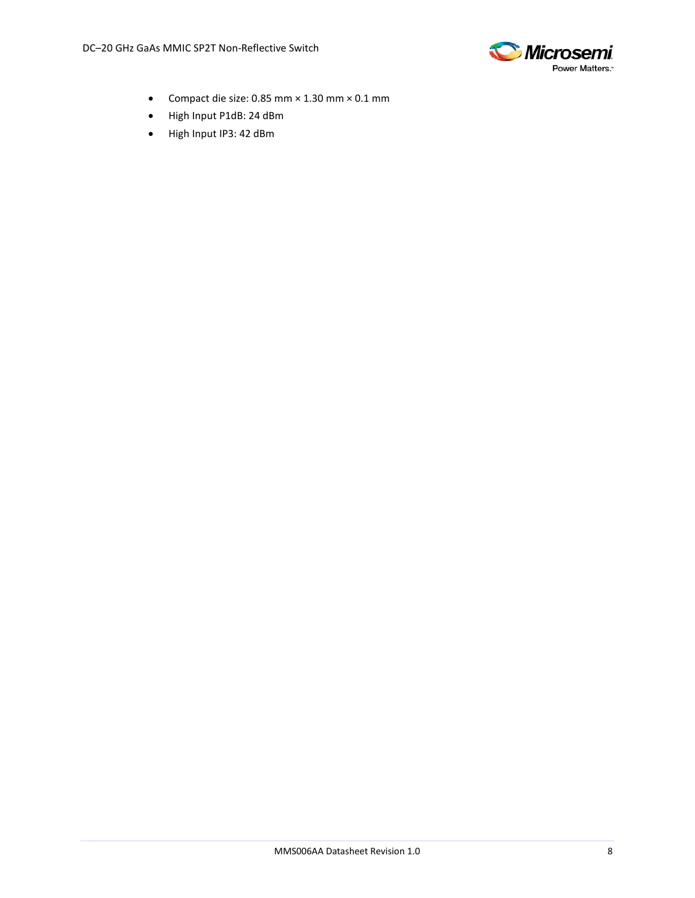- Compact die size: 0.85 mm × 1.30 mm × 0.1 mm
- High Input P1dB: 24 dBm
- High Input IP3: 42 dBm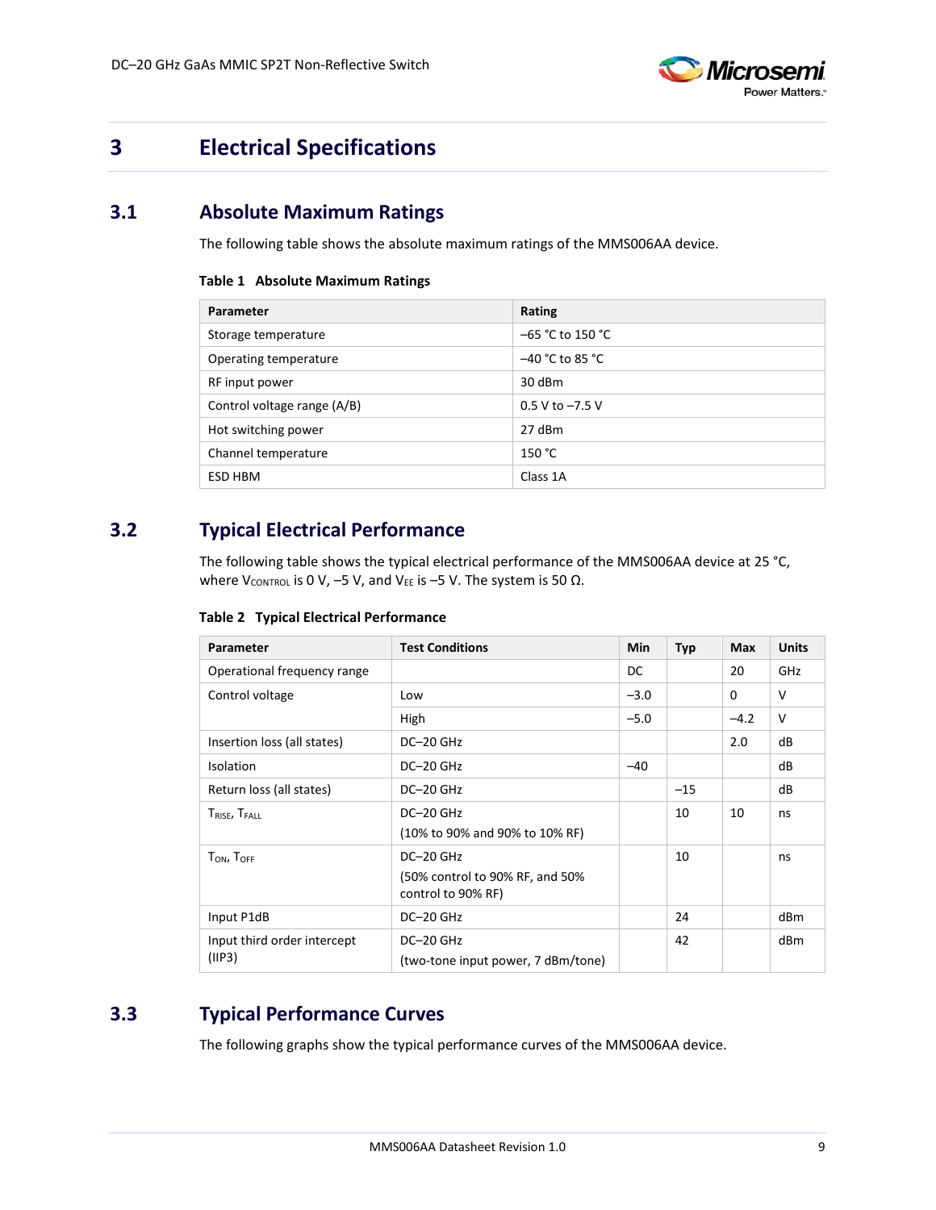# 3 Electrical Specifications

## 3.1 Absolute Maximum Ratings

The following table shows the absolute maximum ratings of the MMS006AA device.

**Table 1 Absolute Maximum Ratings**

| Parameter | Rating |
|---|---|
| Storage temperature | –65 °C to 150 °C |
| Operating temperature | –40 °C to 85 °C |
| RF input power | 30 dBm |
| Control voltage range (A/B) | 0.5 V to –7.5 V |
| Hot switching power | 27 dBm |
| Channel temperature | 150 °C |
| ESD HBM | Class 1A |

## 3.2 Typical Electrical Performance

The following table shows the typical electrical performance of the MMS006AA device at 25 °C, where $V_{CONTROL}$ is 0 V, –5 V, and $V_{EE}$ is –5 V. The system is 50 Ω.

**Table 2 Typical Electrical Performance**

| Parameter | Test Conditions | Min | Typ | Max | Units |
|---|---|---|---|---|---|
| Operational frequency range | | DC | | 20 | GHz |
| Control voltage | Low | –3.0 | | 0 | V |
| | High | –5.0 | | –4.2 | V |
| Insertion loss (all states) | DC–20 GHz | | | 2.0 | dB |
| Isolation | DC–20 GHz | –40 | | | dB |
| Return loss (all states) | DC–20 GHz | | –15 | | dB |
| $T_{RISE}$, $T_{FALL}$ | DC–20 GHz (10% to 90% and 90% to 10% RF) | | 10 | 10 | ns |
| $T_{ON}$, $T_{OFF}$ | DC–20 GHz (50% control to 90% RF, and 50% control to 90% RF) | | 10 | | ns |
| Input P1dB | DC–20 GHz | | 24 | | dBm |
| Input third order intercept (IIP3) | DC–20 GHz (two-tone input power, 7 dBm/tone) | | 42 | | dBm |

## 3.3 Typical Performance Curves

The following graphs show the typical performance curves of the MMS006AA device.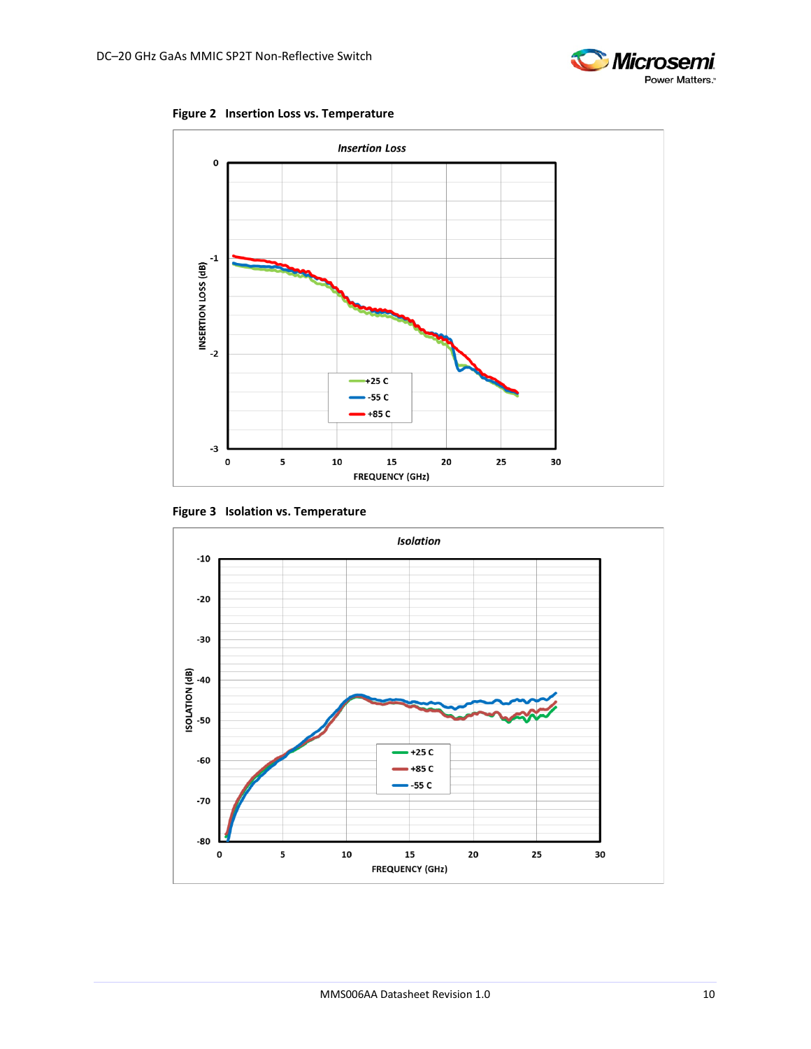**Figure 2 Insertion Loss vs. Temperature**

**Figure 3 Isolation vs. Temperature**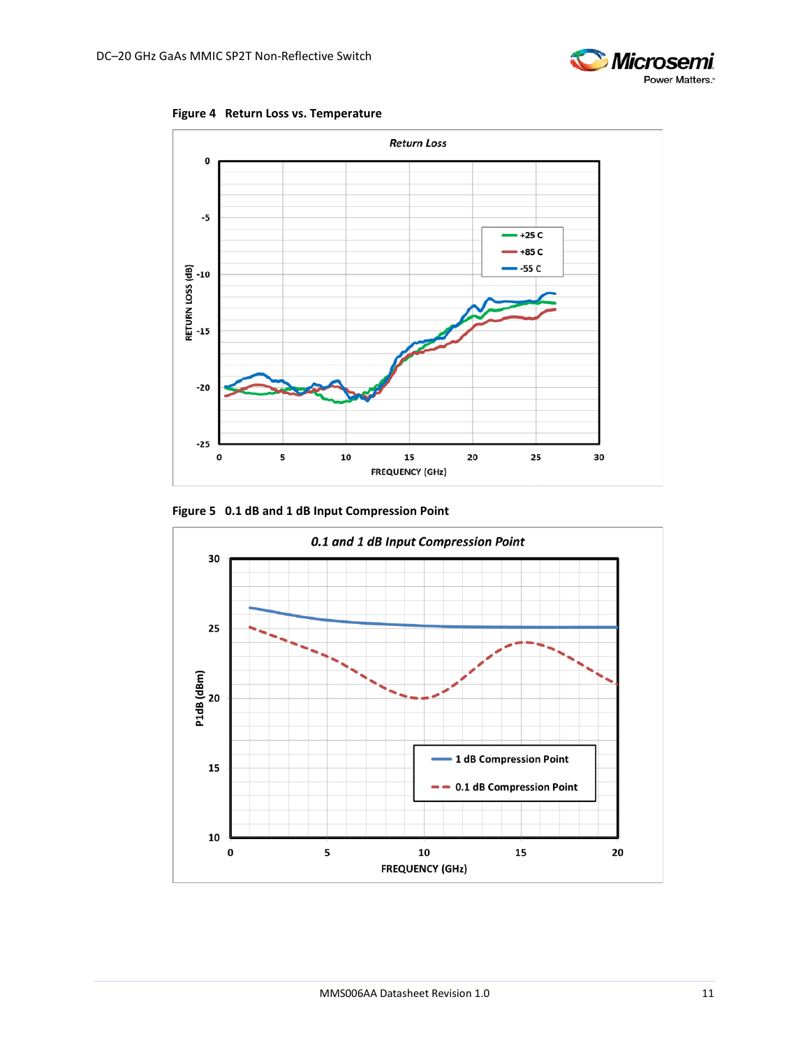**Figure 4 Return Loss vs. Temperature**

**Figure 5 0.1 dB and 1 dB Input Compression Point**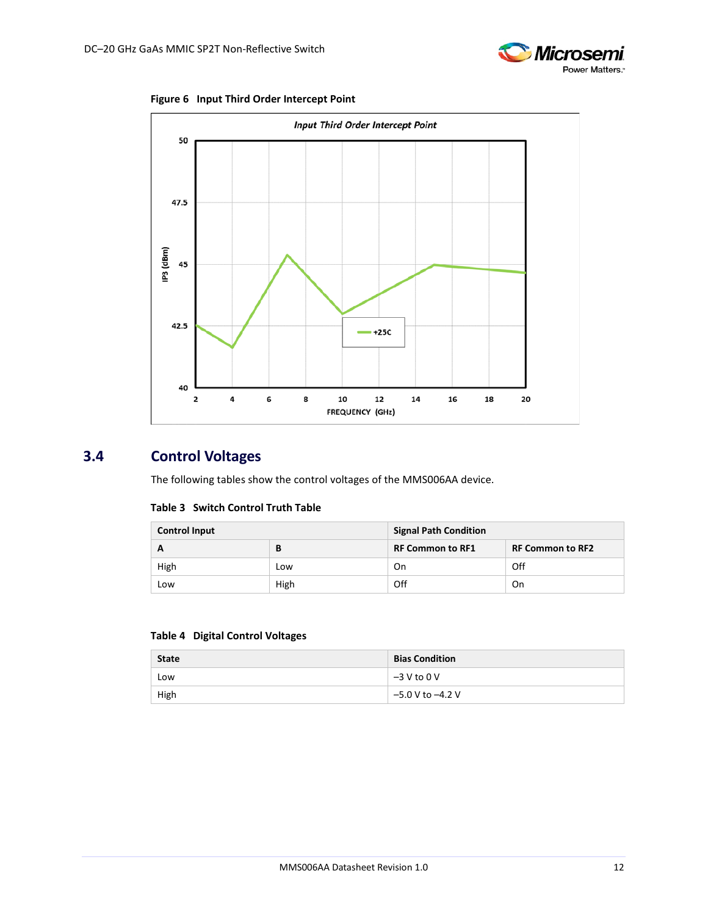**Figure 6 Input Third Order Intercept Point**

## 3.4 Control Voltages

The following tables show the control voltages of the MMS006AA device.

**Table 3 Switch Control Truth Table**

| Control Input | | Signal Path Condition | |
|---|---|---|---|
| **A** | **B** | **RF Common to RF1** | **RF Common to RF2** |
| High | Low | On | Off |
| Low | High | Off | On |

**Table 4 Digital Control Voltages**

| State | Bias Condition |
|---|---|
| Low | –3 V to 0 V |
| High | –5.0 V to –4.2 V |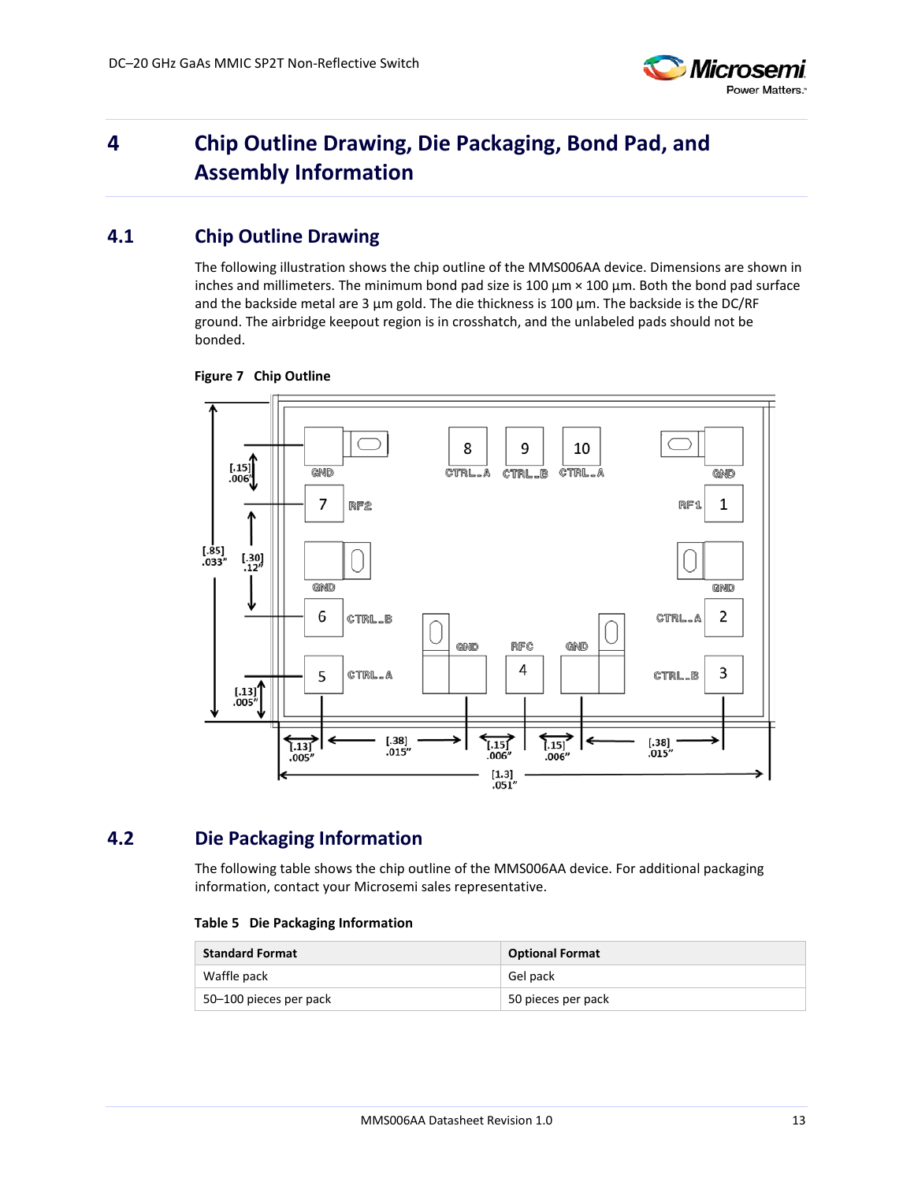# 4 Chip Outline Drawing, Die Packaging, Bond Pad, and Assembly Information

## 4.1 Chip Outline Drawing

The following illustration shows the chip outline of the MMS006AA device. Dimensions are shown in inches and millimeters. The minimum bond pad size is 100 µm × 100 µm. Both the bond pad surface and the backside metal are 3 µm gold. The die thickness is 100 µm. The backside is the DC/RF ground. The airbridge keepout region is in crosshatch, and the unlabeled pads should not be bonded.

**Figure 7 Chip Outline**

## 4.2 Die Packaging Information

The following table shows the chip outline of the MMS006AA device. For additional packaging information, contact your Microsemi sales representative.

**Table 5 Die Packaging Information**

| Standard Format | Optional Format |
|---|---|
| Waffle pack | Gel pack |
| 50–100 pieces per pack | 50 pieces per pack |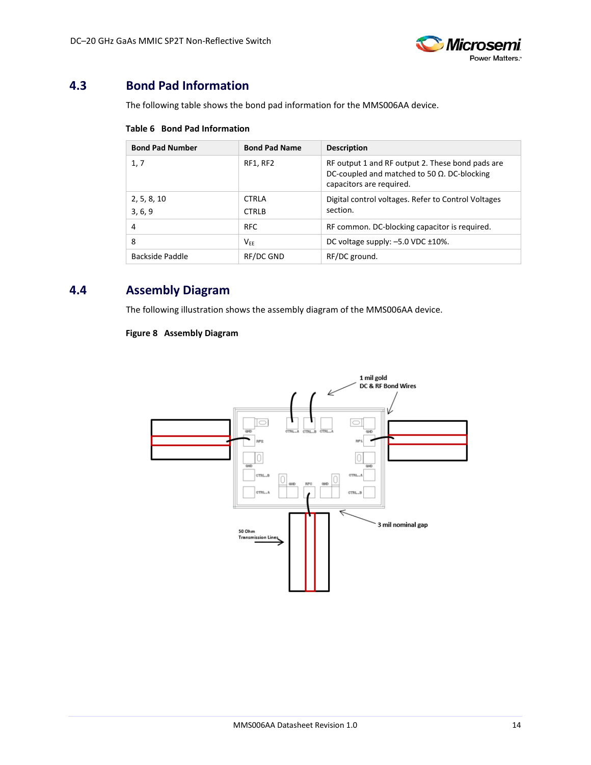## 4.3 Bond Pad Information

The following table shows the bond pad information for the MMS006AA device.

**Table 6 Bond Pad Information**

| Bond Pad Number | Bond Pad Name | Description |
|---|---|---|
| 1, 7 | RF1, RF2 | RF output 1 and RF output 2. These bond pads are DC-coupled and matched to 50 Ω. DC-blocking capacitors are required. |
| 2, 5, 8, 10<br>3, 6, 9 | CTRLA<br>CTRLB | Digital control voltages. Refer to Control Voltages section. |
| 4 | RFC | RF common. DC-blocking capacitor is required. |
| 8 | $V_{EE}$ | DC voltage supply: –5.0 VDC ±10%. |
| Backside Paddle | RF/DC GND | RF/DC ground. |

## 4.4 Assembly Diagram

The following illustration shows the assembly diagram of the MMS006AA device.

**Figure 8 Assembly Diagram**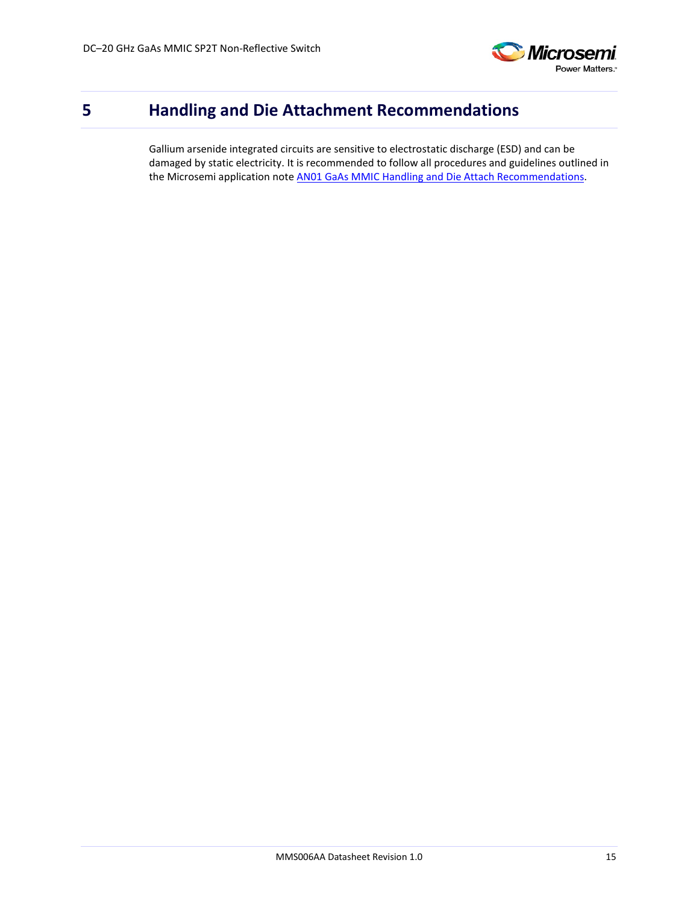# 5 Handling and Die Attachment Recommendations

Gallium arsenide integrated circuits are sensitive to electrostatic discharge (ESD) and can be damaged by static electricity. It is recommended to follow all procedures and guidelines outlined in the Microsemi application note AN01 GaAs MMIC Handling and Die Attach Recommendations.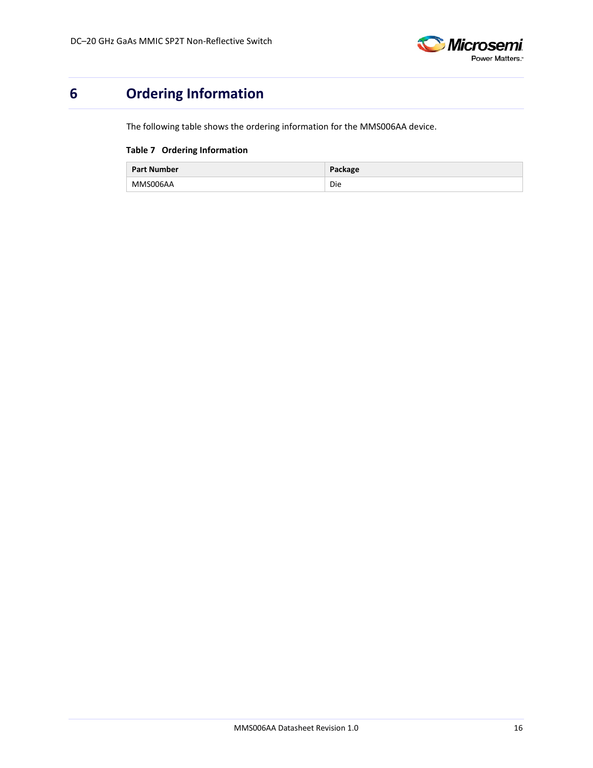# 6 Ordering Information

The following table shows the ordering information for the MMS006AA device.

**Table 7 Ordering Information**

| Part Number | Package |
|---|---|
| MMS006AA | Die |